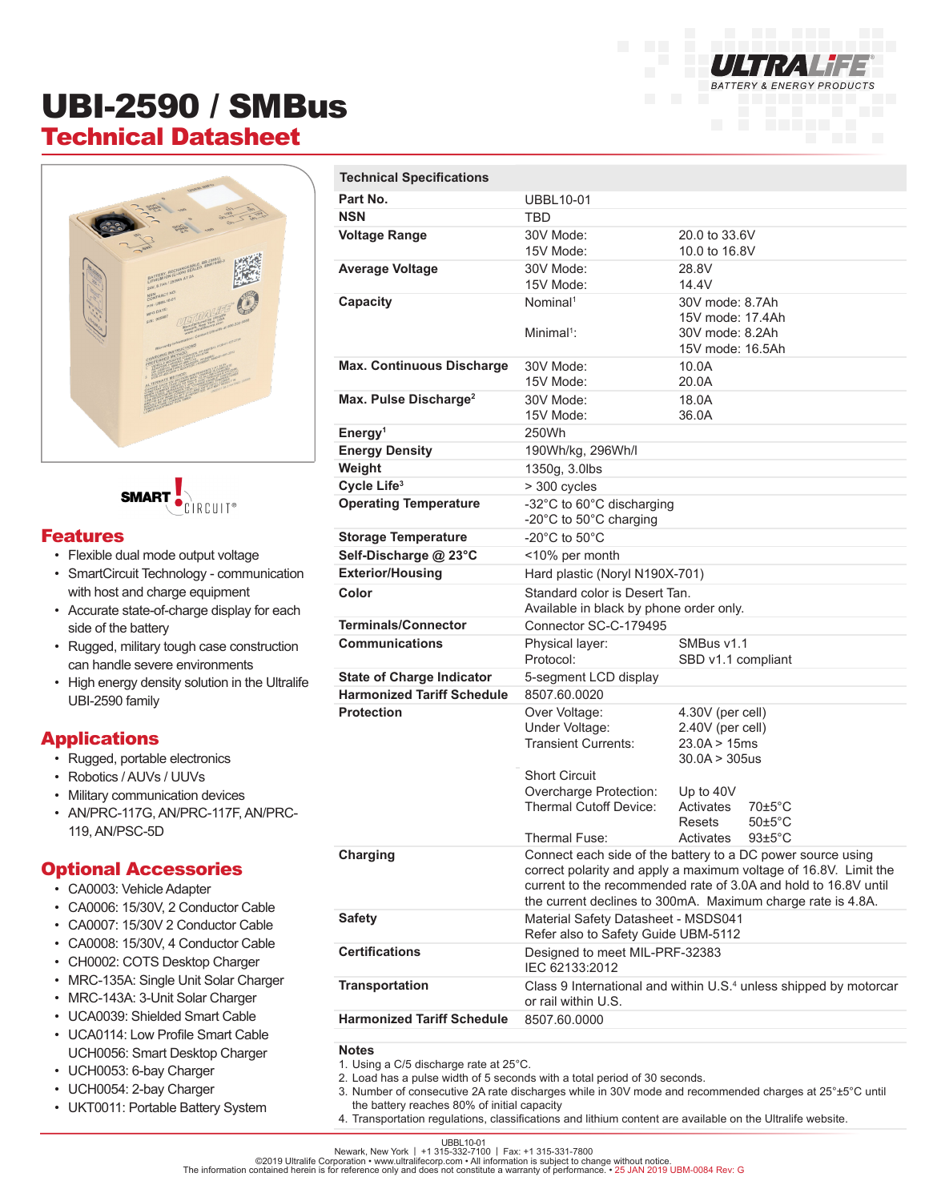# UBI-2590 / SMBus

## Technical Datasheet

ULTRALIFE BATTERY & ENERGY PRODUCTS

SMART CIRCUIT®

## Features

- Flexible dual mode output voltage
- SmartCircuit Technology - communication with host and charge equipment
- Accurate state-of-charge display for each side of the battery
- Rugged, military tough case construction can handle severe environments
- High energy density solution in the Ultralife UBI-2590 family

## Applications

- Rugged, portable electronics
- Robotics / AUVs / UUVs
- Military communication devices
- AN/PRC-117G, AN/PRC-117F, AN/PRC-119, AN/PSC-5D

## Optional Accessories

- CA0003: Vehicle Adapter
- CA0006: 15/30V, 2 Conductor Cable
- CA0007: 15/30V 2 Conductor Cable
- CA0008: 15/30V, 4 Conductor Cable
- CH0002: COTS Desktop Charger
- MRC-135A: Single Unit Solar Charger
- MRC-143A: 3-Unit Solar Charger
- UCA0039: Shielded Smart Cable
- UCA0114: Low Profile Smart Cable
  UCH0056: Smart Desktop Charger
- UCH0053: 6-bay Charger
- UCH0054: 2-bay Charger
- UKT0011: Portable Battery System

## Technical Specifications

| Technical Specifications | | |
|---|---|---|
| **Part No.** | UBBL10-01 | |
| **NSN** | TBD | |
| **Voltage Range** | 30V Mode:<br>15V Mode: | 20.0 to 33.6V<br>10.0 to 16.8V |
| **Average Voltage** | 30V Mode:<br>15V Mode: | 28.8V<br>14.4V |
| **Capacity** | Nominal[1]<br><br>Minimal[1]: | 30V mode: 8.7Ah<br>15V mode: 17.4Ah<br>30V mode: 8.2Ah<br>15V mode: 16.5Ah |
| **Max. Continuous Discharge** | 30V Mode:<br>15V Mode: | 10.0A<br>20.0A |
| **Max. Pulse Discharge[2]** | 30V Mode:<br>15V Mode: | 18.0A<br>36.0A |
| **Energy[1]** | 250Wh | |
| **Energy Density** | 190Wh/kg, 296Wh/l | |
| **Weight** | 1350g, 3.0lbs | |
| **Cycle Life[3]** | > 300 cycles | |
| **Operating Temperature** | -32°C to 60°C discharging<br>-20°C to 50°C charging | |
| **Storage Temperature** | -20°C to 50°C | |
| **Self-Discharge @ 23°C** | <10% per month | |
| **Exterior/Housing** | Hard plastic (Noryl N190X-701) | |
| **Color** | Standard color is Desert Tan.<br>Available in black by phone order only. | |
| **Terminals/Connector** | Connector SC-C-179495 | |
| **Communications** | Physical layer:<br>Protocol: | SMBus v1.1<br>SBD v1.1 compliant |
| **State of Charge Indicator** | 5-segment LCD display | |
| **Harmonized Tariff Schedule** | 8507.60.0020 | |
| **Protection** | Over Voltage:<br>Under Voltage:<br>Transient Currents:<br><br>Short Circuit<br>Overcharge Protection:<br>Thermal Cutoff Device:<br><br>Thermal Fuse: | 4.30V (per cell)<br>2.40V (per cell)<br>23.0A > 15ms<br>30.0A > 305us<br><br>Up to 40V<br>Activates 70±5°C<br>Resets 50±5°C<br>Activates 93±5°C |
| **Charging** | Connect each side of the battery to a DC power source using correct polarity and apply a maximum voltage of 16.8V. Limit the current to the recommended rate of 3.0A and hold to 16.8V until the current declines to 300mA. Maximum charge rate is 4.8A. | |
| **Safety** | Material Safety Datasheet - MSDS041<br>Refer also to Safety Guide UBM-5112 | |
| **Certifications** | Designed to meet MIL-PRF-32383<br>IEC 62133:2012 | |
| **Transportation** | Class 9 International and within U.S.[4] unless shipped by motorcar or rail within U.S. | |
| **Harmonized Tariff Schedule** | 8507.60.0000 | |

**Notes**

1. Using a C/5 discharge rate at 25°C.
2. Load has a pulse width of 5 seconds with a total period of 30 seconds.
3. Number of consecutive 2A rate discharges while in 30V mode and recommended charges at 25°±5°C until the battery reaches 80% of initial capacity
4. Transportation regulations, classifications and lithium content are available on the Ultralife website.

UBBL10-01
Newark, New York | +1 315-332-7100 | Fax: +1 315-331-7800
©2019 Ultralife Corporation • www.ultralifecorp.com • All information is subject to change without notice.
The information contained herein is for reference only and does not constitute a warranty of performance. • 25 JAN 2019 UBM-0084 Rev: G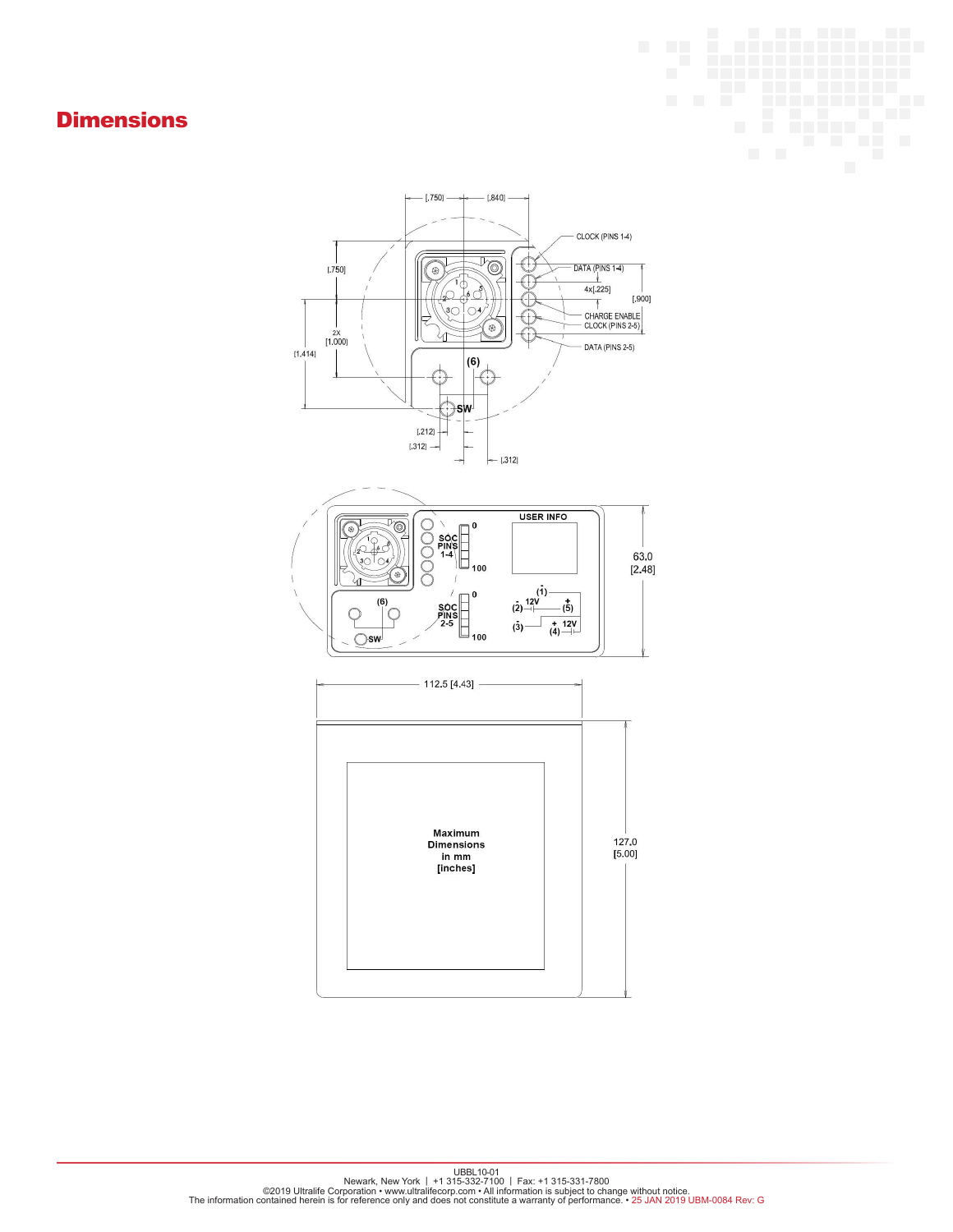## Dimensions

[.750] [.840]

CLOCK (PINS 1-4)

DATA (PINS 1-4)

4x[.225]

[.900]

CHARGE ENABLE

CLOCK (PINS 2-5)

DATA (PINS 2-5)

[.750]

2X [1.000]

[1.414]

(6)

SW

[.212]

[.312]

[.312]

USER INFO

SOC PINS 1-4

0

100

SOC PINS 2-5

0

100

(6)

SW

(1)

(2) 12V (5)

(3) 12V (4)

63.0 [2.48]

112.5 [4.43]

127.0 [5.00]

**Maximum Dimensions in mm [inches]**

UBBL10-01

Newark, New York | +1 315-332-7100 | Fax: +1 315-331-7800

©2019 Ultralife Corporation • www.ultralifecorp.com • All information is subject to change without notice.

The information contained herein is for reference only and does not constitute a warranty of performance. • 25 JAN 2019 UBM-0084 Rev: G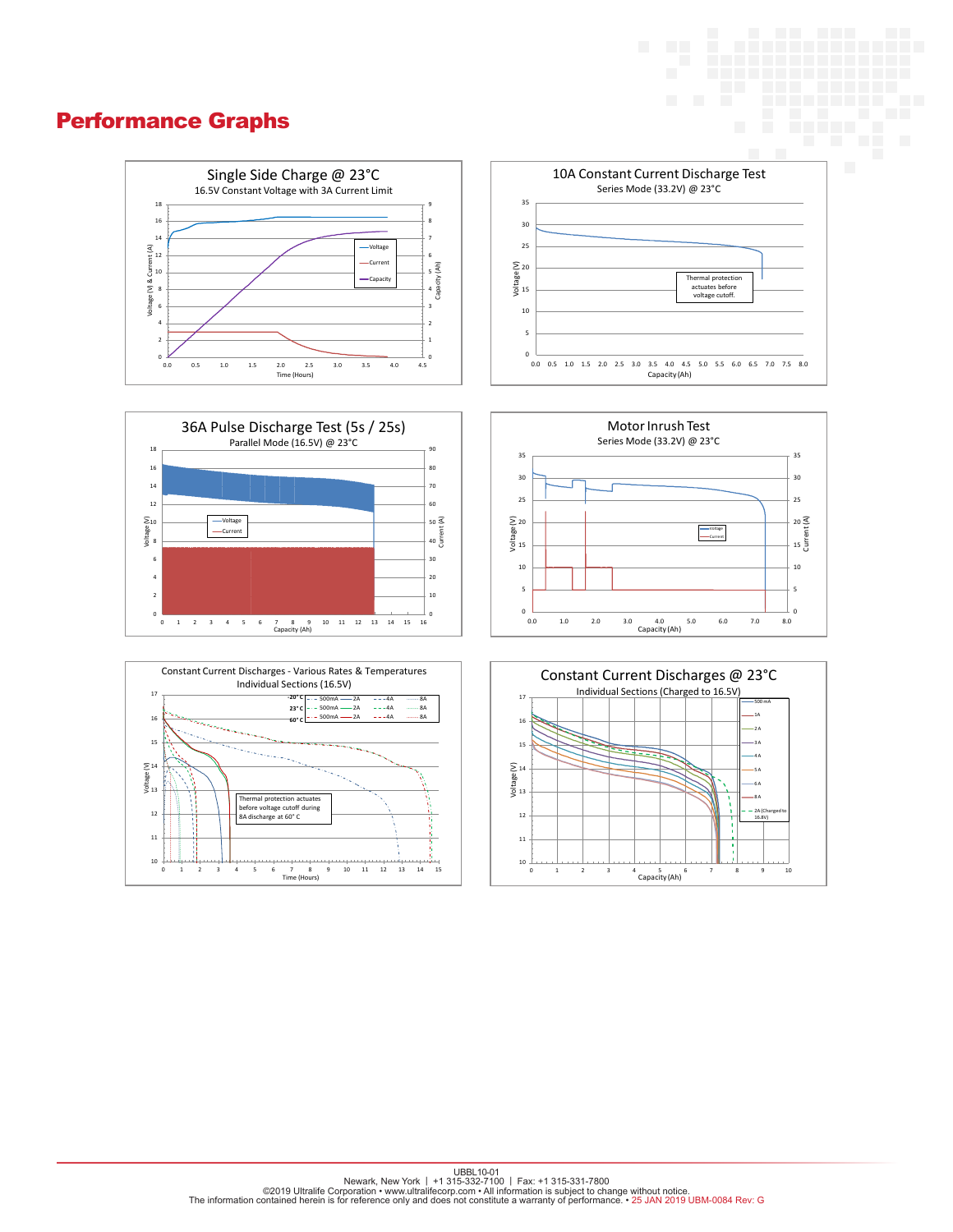## Performance Graphs

Single Side Charge @ 23°C
16.5V Constant Voltage with 3A Current Limit
Voltage (V) & Current (A)
Capacity (Ah)
Time (Hours)
Voltage
Current
Capacity

10A Constant Current Discharge Test
Series Mode (33.2V) @ 23°C
Voltage (V)
Capacity (Ah)
Thermal protection actuates before voltage cutoff.

36A Pulse Discharge Test (5s / 25s)
Parallel Mode (16.5V) @ 23°C
Voltage (V)
Current (A)
Capacity (Ah)
Voltage
Current

Motor Inrush Test
Series Mode (33.2V) @ 23°C
Voltage (V)
Current (A)
Capacity (Ah)
Voltage
Current

Constant Current Discharges - Various Rates & Temperatures
Individual Sections (16.5V)
-20° C 500mA 2A 4A 8A
23° C 500mA 2A 4A 8A
60° C 500mA 2A 4A 8A
Voltage (V)
Time (Hours)
Thermal protection actuates before voltage cutoff during 8A discharge at 60° C

Constant Current Discharges @ 23°C
Individual Sections (Charged to 16.5V)
500 mA
1A
2A
3A
4A
5A
6A
8A
2A (Charged to 16.8V)
Voltage (V)
Capacity (Ah)

UBBL10-01
Newark, New York | +1 315-332-7100 | Fax: +1 315-331-7800
©2019 Ultralife Corporation • www.ultralifecorp.com • All information is subject to change without notice.
The information contained herein is for reference only and does not constitute a warranty of performance. • 25 JAN 2019 UBM-0084 Rev: G